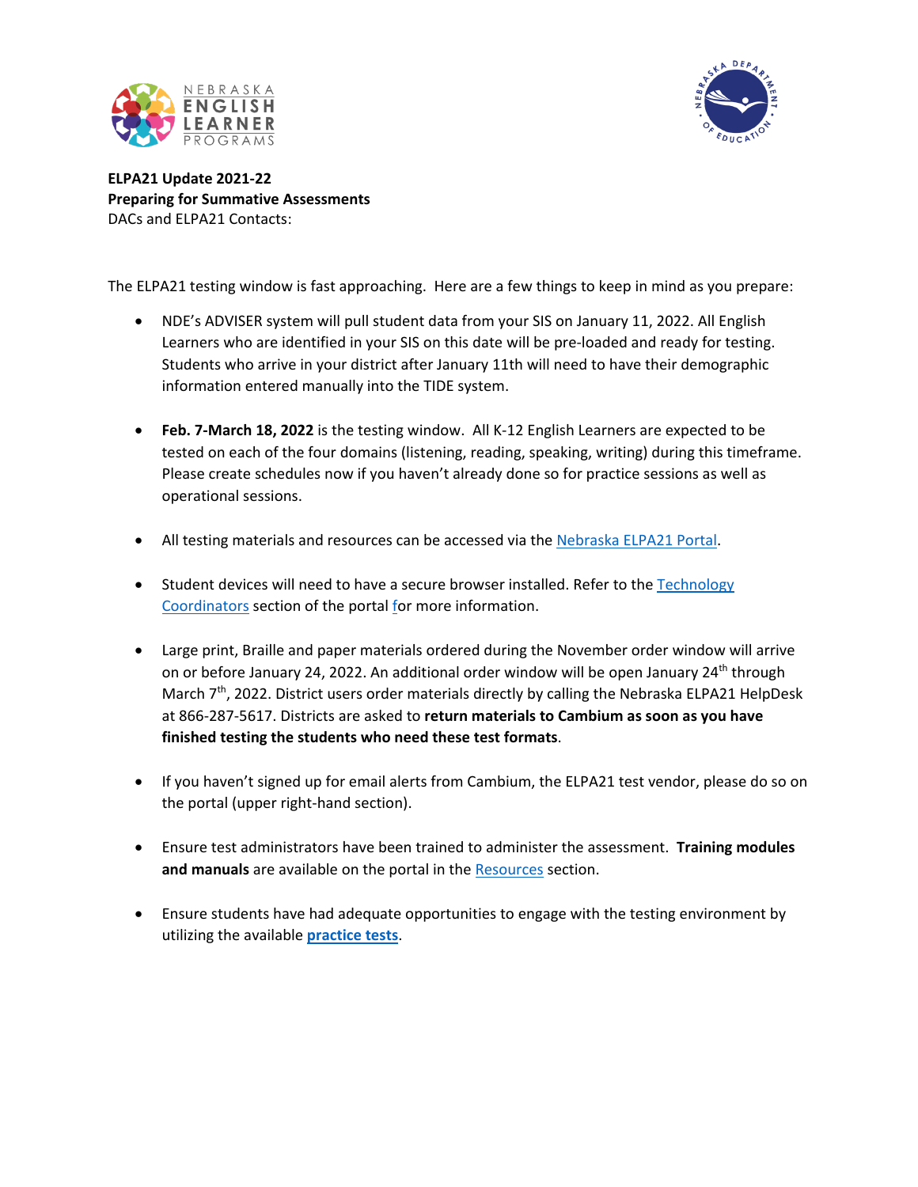**ELPA21 Update 2021-22**
**Preparing for Summative Assessments**
DACs and ELPA21 Contacts:

The ELPA21 testing window is fast approaching. Here are a few things to keep in mind as you prepare:

- NDE's ADVISER system will pull student data from your SIS on January 11, 2022. All English Learners who are identified in your SIS on this date will be pre-loaded and ready for testing. Students who arrive in your district after January 11th will need to have their demographic information entered manually into the TIDE system.

- **Feb. 7-March 18, 2022** is the testing window. All K-12 English Learners are expected to be tested on each of the four domains (listening, reading, speaking, writing) during this timeframe. Please create schedules now if you haven't already done so for practice sessions as well as operational sessions.

- All testing materials and resources can be accessed via the Nebraska ELPA21 Portal.

- Student devices will need to have a secure browser installed. Refer to the Technology Coordinators section of the portal for more information.

- Large print, Braille and paper materials ordered during the November order window will arrive on or before January 24, 2022. An additional order window will be open January 24th through March 7th, 2022. District users order materials directly by calling the Nebraska ELPA21 HelpDesk at 866-287-5617. Districts are asked to **return materials to Cambium as soon as you have finished testing the students who need these test formats**.

- If you haven't signed up for email alerts from Cambium, the ELPA21 test vendor, please do so on the portal (upper right-hand section).

- Ensure test administrators have been trained to administer the assessment. **Training modules and manuals** are available on the portal in the Resources section.

- Ensure students have had adequate opportunities to engage with the testing environment by utilizing the available **practice tests**.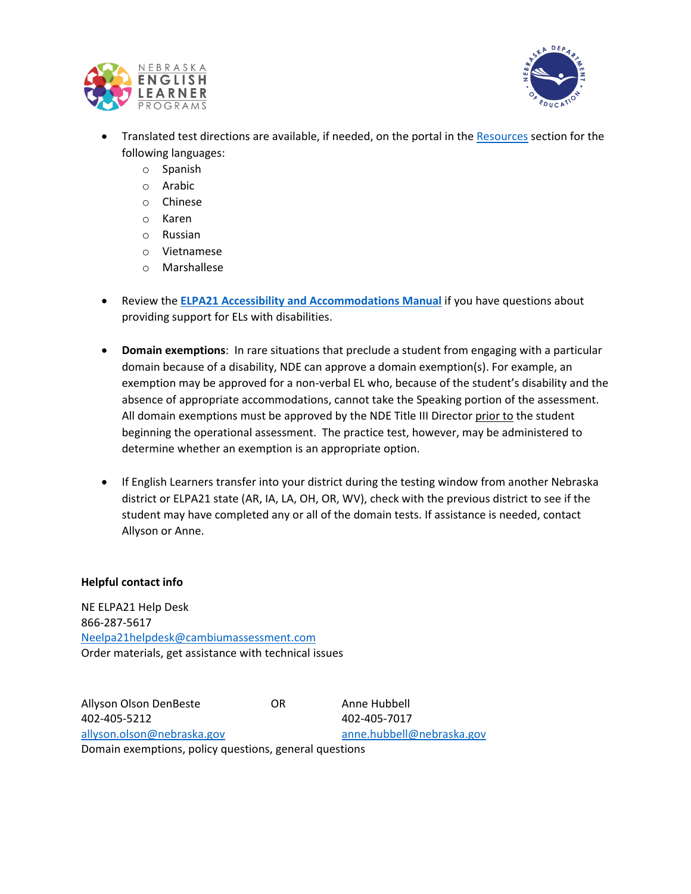- Translated test directions are available, if needed, on the portal in the Resources section for the following languages:
    - Spanish
    - Arabic
    - Chinese
    - Karen
    - Russian
    - Vietnamese
    - Marshallese

- Review the **ELPA21 Accessibility and Accommodations Manual** if you have questions about providing support for ELs with disabilities.

- **Domain exemptions**: In rare situations that preclude a student from engaging with a particular domain because of a disability, NDE can approve a domain exemption(s). For example, an exemption may be approved for a non-verbal EL who, because of the student's disability and the absence of appropriate accommodations, cannot take the Speaking portion of the assessment. All domain exemptions must be approved by the NDE Title III Director prior to the student beginning the operational assessment. The practice test, however, may be administered to determine whether an exemption is an appropriate option.

- If English Learners transfer into your district during the testing window from another Nebraska district or ELPA21 state (AR, IA, LA, OH, OR, WV), check with the previous district to see if the student may have completed any or all of the domain tests. If assistance is needed, contact Allyson or Anne.

**Helpful contact info**

NE ELPA21 Help Desk
866-287-5617
Neelpa21helpdesk@cambiumassessment.com
Order materials, get assistance with technical issues

Allyson Olson DenBeste
402-405-5212
allyson.olson@nebraska.gov

OR

Anne Hubbell
402-405-7017
anne.hubbell@nebraska.gov

Domain exemptions, policy questions, general questions